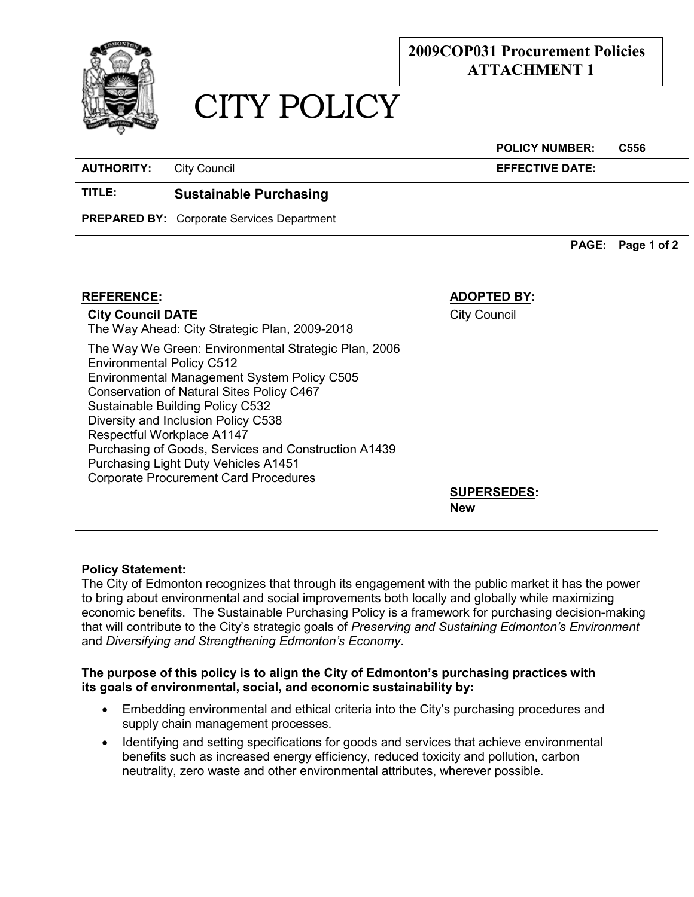**2009COP031 Procurement Policies ATTACHMENT 1**

# CITY POLICY

| | | | |
|---|---|---|---|
| | | **POLICY NUMBER:** | **C556** |
| **AUTHORITY:** | City Council | **EFFECTIVE DATE:** | |
| **TITLE:** | **Sustainable Purchasing** | | |
| **PREPARED BY:** | Corporate Services Department | | |

**REFERENCE:**

**City Council DATE**
The Way Ahead: City Strategic Plan, 2009-2018

The Way We Green: Environmental Strategic Plan, 2006
Environmental Policy C512
Environmental Management System Policy C505
Conservation of Natural Sites Policy C467
Sustainable Building Policy C532
Diversity and Inclusion Policy C538
Respectful Workplace A1147
Purchasing of Goods, Services and Construction A1439
Purchasing Light Duty Vehicles A1451
Corporate Procurement Card Procedures

**ADOPTED BY:**
City Council

**SUPERSEDES:**
**New**

**Policy Statement:**
The City of Edmonton recognizes that through its engagement with the public market it has the power to bring about environmental and social improvements both locally and globally while maximizing economic benefits. The Sustainable Purchasing Policy is a framework for purchasing decision-making that will contribute to the City's strategic goals of *Preserving and Sustaining Edmonton's Environment* and *Diversifying and Strengthening Edmonton's Economy*.

**The purpose of this policy is to align the City of Edmonton's purchasing practices with its goals of environmental, social, and economic sustainability by:**

- Embedding environmental and ethical criteria into the City's purchasing procedures and supply chain management processes.
- Identifying and setting specifications for goods and services that achieve environmental benefits such as increased energy efficiency, reduced toxicity and pollution, carbon neutrality, zero waste and other environmental attributes, wherever possible.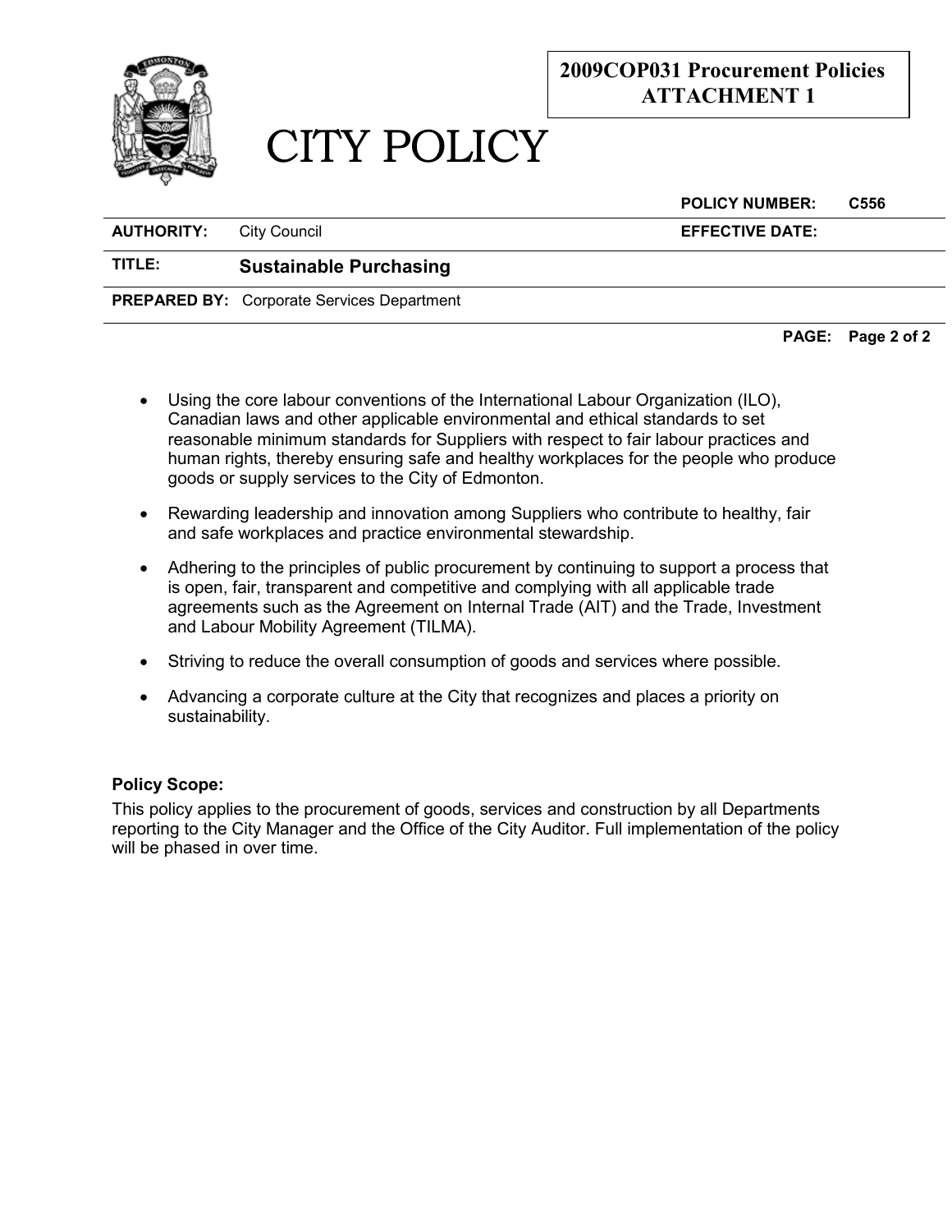- Using the core labour conventions of the International Labour Organization (ILO), Canadian laws and other applicable environmental and ethical standards to set reasonable minimum standards for Suppliers with respect to fair labour practices and human rights, thereby ensuring safe and healthy workplaces for the people who produce goods or supply services to the City of Edmonton.
- Rewarding leadership and innovation among Suppliers who contribute to healthy, fair and safe workplaces and practice environmental stewardship.
- Adhering to the principles of public procurement by continuing to support a process that is open, fair, transparent and competitive and complying with all applicable trade agreements such as the Agreement on Internal Trade (AIT) and the Trade, Investment and Labour Mobility Agreement (TILMA).
- Striving to reduce the overall consumption of goods and services where possible.
- Advancing a corporate culture at the City that recognizes and places a priority on sustainability.

**Policy Scope:**

This policy applies to the procurement of goods, services and construction by all Departments reporting to the City Manager and the Office of the City Auditor. Full implementation of the policy will be phased in over time.